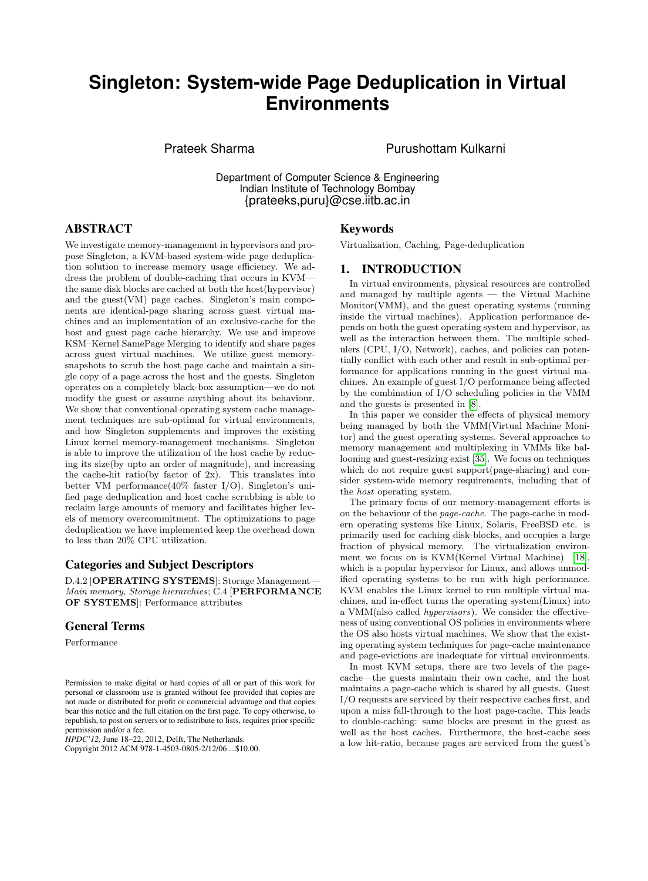# Singleton: System-wide Page Deduplication in Virtual Environments

Prateek Sharma    Purushottam Kulkarni

Department of Computer Science & Engineering
Indian Institute of Technology Bombay
{prateeks,puru}@cse.iitb.ac.in

## ABSTRACT

We investigate memory-management in hypervisors and propose Singleton, a KVM-based system-wide page deduplication solution to increase memory usage efficiency. We address the problem of double-caching that occurs in KVM—the same disk blocks are cached at both the host(hypervisor) and the guest(VM) page caches. Singleton's main components are identical-page sharing across guest virtual machines and an implementation of an exclusive-cache for the host and guest page cache hierarchy. We use and improve KSM–Kernel SamePage Merging to identify and share pages across guest virtual machines. We utilize guest memory-snapshots to scrub the host page cache and maintain a single copy of a page across the host and the guests. Singleton operates on a completely black-box assumption—we do not modify the guest or assume anything about its behaviour. We show that conventional operating system cache management techniques are sub-optimal for virtual environments, and how Singleton supplements and improves the existing Linux kernel memory-management mechanisms. Singleton is able to improve the utilization of the host cache by reducing its size(by upto an order of magnitude), and increasing the cache-hit ratio(by factor of 2x). This translates into better VM performance(40% faster I/O). Singleton's unified page deduplication and host cache scrubbing is able to reclaim large amounts of memory and facilitates higher levels of memory overcommitment. The optimizations to page deduplication we have implemented keep the overhead down to less than 20% CPU utilization.

## Categories and Subject Descriptors

D.4.2 [**OPERATING SYSTEMS**]: Storage Management—*Main memory, Storage hierarchies*; C.4 [**PERFORMANCE OF SYSTEMS**]: Performance attributes

## General Terms

Performance

Permission to make digital or hard copies of all or part of this work for personal or classroom use is granted without fee provided that copies are not made or distributed for profit or commercial advantage and that copies bear this notice and the full citation on the first page. To copy otherwise, to republish, to post on servers or to redistribute to lists, requires prior specific permission and/or a fee.
*HPDC'12,* June 18–22, 2012, Delft, The Netherlands.
Copyright 2012 ACM 978-1-4503-0805-2/12/06 ...$10.00.

## Keywords

Virtualization, Caching, Page-deduplication

## 1. INTRODUCTION

In virtual environments, physical resources are controlled and managed by multiple agents — the Virtual Machine Monitor(VMM), and the guest operating systems (running inside the virtual machines). Application performance depends on both the guest operating system and hypervisor, as well as the interaction between them. The multiple schedulers (CPU, I/O, Network), caches, and policies can potentially conflict with each other and result in sub-optimal performance for applications running in the guest virtual machines. An example of guest I/O performance being affected by the combination of I/O scheduling policies in the VMM and the guests is presented in [8].

In this paper we consider the effects of physical memory being managed by both the VMM(Virtual Machine Monitor) and the guest operating systems. Several approaches to memory management and multiplexing in VMMs like ballooning and guest-resizing exist [35]. We focus on techniques which do not require guest support(page-sharing) and consider system-wide memory requirements, including that of the *host* operating system.

The primary focus of our memory-management efforts is on the behaviour of the *page-cache*. The page-cache in modern operating systems like Linux, Solaris, FreeBSD etc. is primarily used for caching disk-blocks, and occupies a large fraction of physical memory. The virtualization environment we focus on is KVM(Kernel Virtual Machine) [18], which is a popular hypervisor for Linux, and allows unmodified operating systems to be run with high performance. KVM enables the Linux kernel to run multiple virtual machines, and in-effect turns the operating system(Linux) into a VMM(also called *hypervisors*). We consider the effectiveness of using conventional OS policies in environments where the OS also hosts virtual machines. We show that the existing operating system techniques for page-cache maintenance and page-evictions are inadequate for virtual environments.

In most KVM setups, there are two levels of the page-cache—the guests maintain their own cache, and the host maintains a page-cache which is shared by all guests. Guest I/O requests are serviced by their respective caches first, and upon a miss fall-through to the host page-cache. This leads to double-caching: same blocks are present in the guest as well as the host caches. Furthermore, the host-cache sees a low hit-ratio, because pages are serviced from the guest's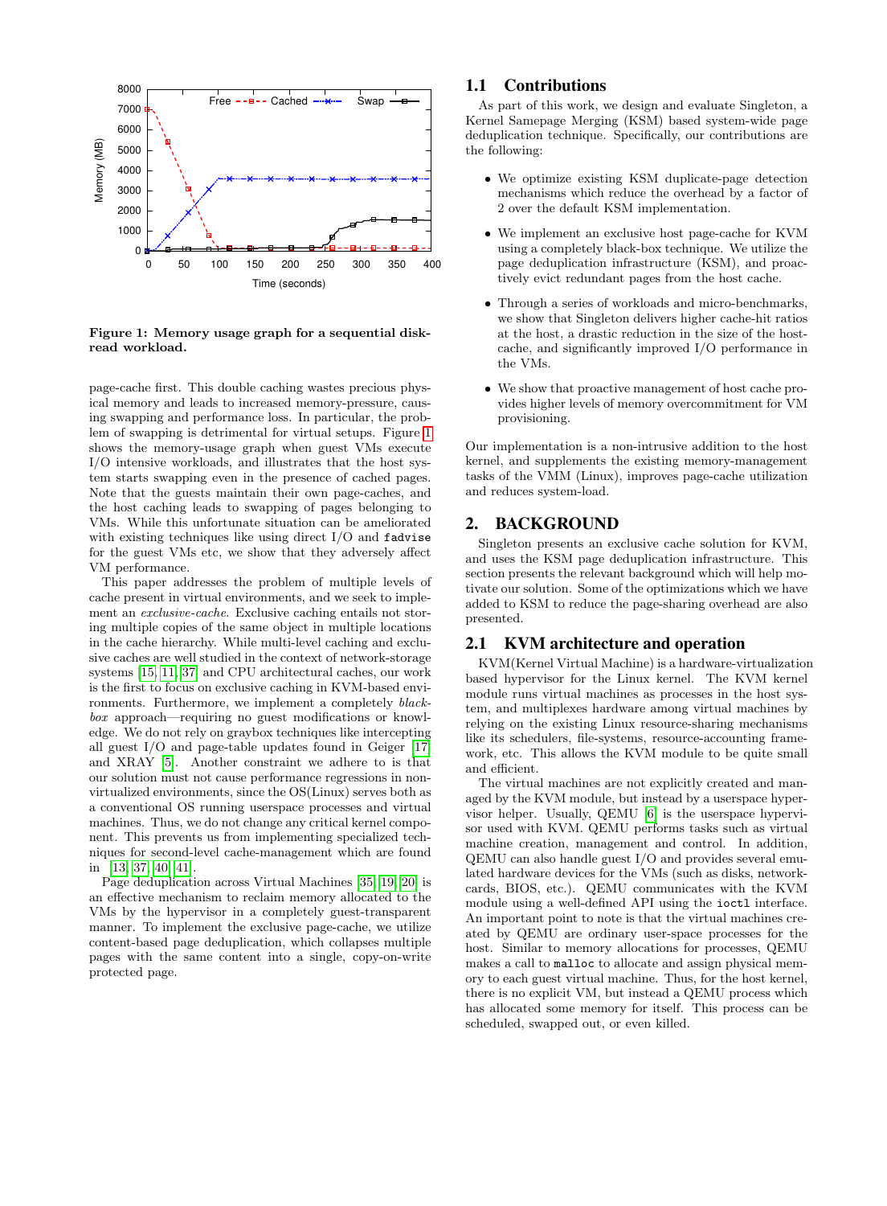Figure 1: Memory usage graph for a sequential disk-read workload.

page-cache first. This double caching wastes precious physical memory and leads to increased memory-pressure, causing swapping and performance loss. In particular, the problem of swapping is detrimental for virtual setups. Figure 1 shows the memory-usage graph when guest VMs execute I/O intensive workloads, and illustrates that the host system starts swapping even in the presence of cached pages. Note that the guests maintain their own page-caches, and the host caching leads to swapping of pages belonging to VMs. While this unfortunate situation can be ameliorated with existing techniques like using direct I/O and `fadvise` for the guest VMs etc, we show that they adversely affect VM performance.

This paper addresses the problem of multiple levels of cache present in virtual environments, and we seek to implement an *exclusive-cache*. Exclusive caching entails not storing multiple copies of the same object in multiple locations in the cache hierarchy. While multi-level caching and exclusive caches are well studied in the context of network-storage systems [15, 11, 37] and CPU architectural caches, our work is the first to focus on exclusive caching in KVM-based environments. Furthermore, we implement a completely *black-box* approach—requiring no guest modifications or knowledge. We do not rely on graybox techniques like intercepting all guest I/O and page-table updates found in Geiger [17] and XRAY [5]. Another constraint we adhere to is that our solution must not cause performance regressions in non-virtualized environments, since the OS(Linux) serves both as a conventional OS running userspace processes and virtual machines. Thus, we do not change any critical kernel component. This prevents us from implementing specialized techniques for second-level cache-management which are found in [13, 37, 40, 41].

Page deduplication across Virtual Machines [35, 19, 20] is an effective mechanism to reclaim memory allocated to the VMs by the hypervisor in a completely guest-transparent manner. To implement the exclusive page-cache, we utilize content-based page deduplication, which collapses multiple pages with the same content into a single, copy-on-write protected page.

## 1.1 Contributions

As part of this work, we design and evaluate Singleton, a Kernel Samepage Merging (KSM) based system-wide page deduplication technique. Specifically, our contributions are the following:

- We optimize existing KSM duplicate-page detection mechanisms which reduce the overhead by a factor of 2 over the default KSM implementation.
- We implement an exclusive host page-cache for KVM using a completely black-box technique. We utilize the page deduplication infrastructure (KSM), and proactively evict redundant pages from the host cache.
- Through a series of workloads and micro-benchmarks, we show that Singleton delivers higher cache-hit ratios at the host, a drastic reduction in the size of the host-cache, and significantly improved I/O performance in the VMs.
- We show that proactive management of host cache provides higher levels of memory overcommitment for VM provisioning.

Our implementation is a non-intrusive addition to the host kernel, and supplements the existing memory-management tasks of the VMM (Linux), improves page-cache utilization and reduces system-load.

# 2. BACKGROUND

Singleton presents an exclusive cache solution for KVM, and uses the KSM page deduplication infrastructure. This section presents the relevant background which will help motivate our solution. Some of the optimizations which we have added to KSM to reduce the page-sharing overhead are also presented.

## 2.1 KVM architecture and operation

KVM(Kernel Virtual Machine) is a hardware-virtualization based hypervisor for the Linux kernel. The KVM kernel module runs virtual machines as processes in the host system, and multiplexes hardware among virtual machines by relying on the existing Linux resource-sharing mechanisms like its schedulers, file-systems, resource-accounting framework, etc. This allows the KVM module to be quite small and efficient.

The virtual machines are not explicitly created and managed by the KVM module, but instead by a userspace hypervisor helper. Usually, QEMU [6] is the userspace hypervisor used with KVM. QEMU performs tasks such as virtual machine creation, management and control. In addition, QEMU can also handle guest I/O and provides several emulated hardware devices for the VMs (such as disks, network-cards, BIOS, etc.). QEMU communicates with the KVM module using a well-defined API using the `ioctl` interface. An important point to note is that the virtual machines created by QEMU are ordinary user-space processes for the host. Similar to memory allocations for processes, QEMU makes a call to `malloc` to allocate and assign physical memory to each guest virtual machine. Thus, for the host kernel, there is no explicit VM, but instead a QEMU process which has allocated some memory for itself. This process can be scheduled, swapped out, or even killed.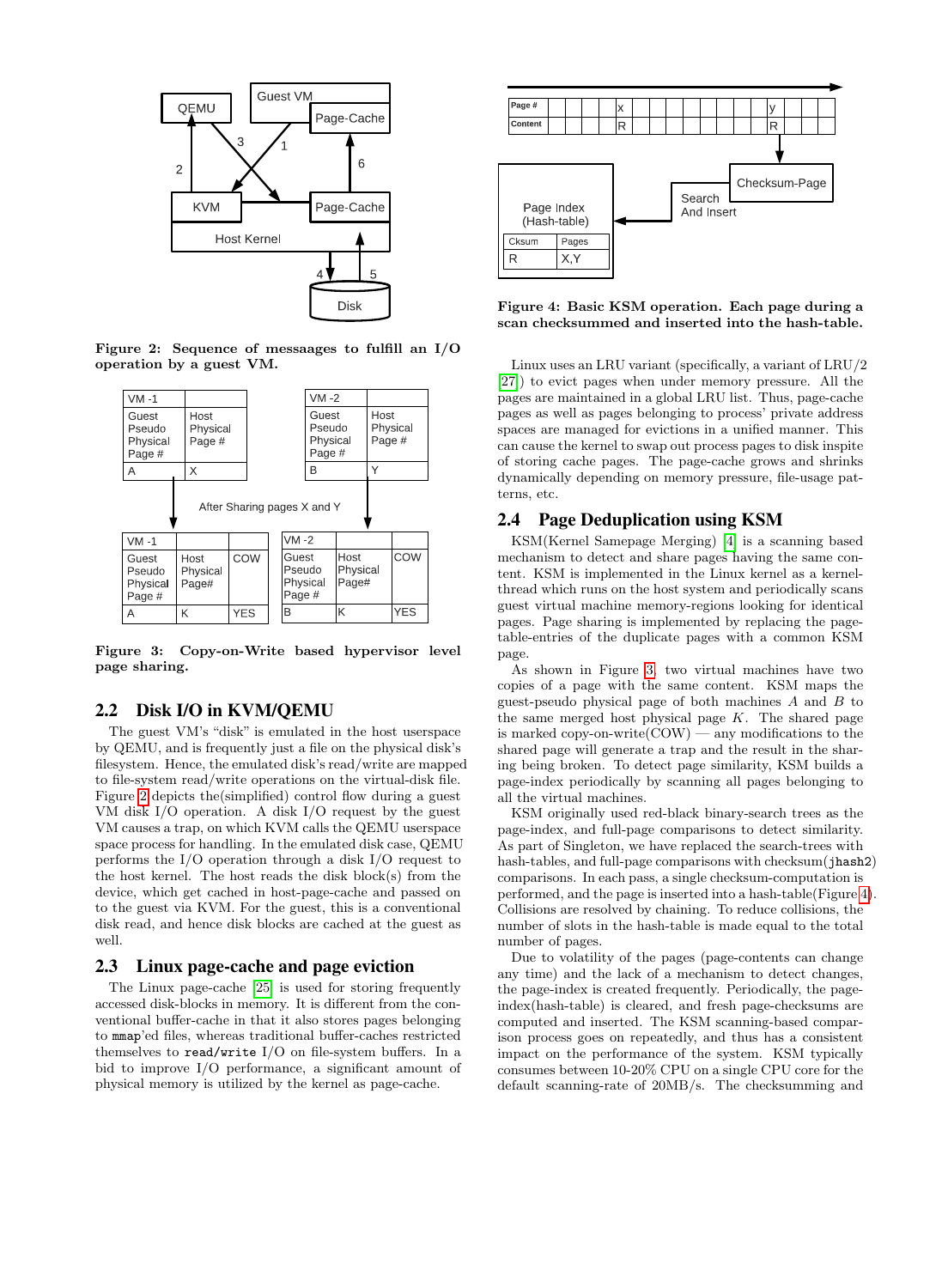Figure 2: Sequence of messaages to fulfill an I/O operation by a guest VM.

Figure 3: Copy-on-Write based hypervisor level page sharing.

## 2.2 Disk I/O in KVM/QEMU

The guest VM's "disk" is emulated in the host userspace by QEMU, and is frequently just a file on the physical disk's filesystem. Hence, the emulated disk's read/write are mapped to file-system read/write operations on the virtual-disk file. Figure 2 depicts the(simplified) control flow during a guest VM disk I/O operation. A disk I/O request by the guest VM causes a trap, on which KVM calls the QEMU userspace space process for handling. In the emulated disk case, QEMU performs the I/O operation through a disk I/O request to the host kernel. The host reads the disk block(s) from the device, which get cached in host-page-cache and passed on to the guest via KVM. For the guest, this is a conventional disk read, and hence disk blocks are cached at the guest as well.

## 2.3 Linux page-cache and page eviction

The Linux page-cache [25] is used for storing frequently accessed disk-blocks in memory. It is different from the conventional buffer-cache in that it also stores pages belonging to `mmap`'ed files, whereas traditional buffer-caches restricted themselves to `read/write` I/O on file-system buffers. In a bid to improve I/O performance, a significant amount of physical memory is utilized by the kernel as page-cache.

Figure 4: Basic KSM operation. Each page during a scan checksummed and inserted into the hash-table.

Linux uses an LRU variant (specifically, a variant of LRU/2 [27]) to evict pages when under memory pressure. All the pages are maintained in a global LRU list. Thus, page-cache pages as well as pages belonging to process' private address spaces are managed for evictions in a unified manner. This can cause the kernel to swap out process pages to disk inspite of storing cache pages. The page-cache grows and shrinks dynamically depending on memory pressure, file-usage patterns, etc.

## 2.4 Page Deduplication using KSM

KSM(Kernel Samepage Merging) [4] is a scanning based mechanism to detect and share pages having the same content. KSM is implemented in the Linux kernel as a kernel-thread which runs on the host system and periodically scans guest virtual machine memory-regions looking for identical pages. Page sharing is implemented by replacing the page-table-entries of the duplicate pages with a common KSM page.

As shown in Figure 3, two virtual machines have two copies of a page with the same content. KSM maps the guest-pseudo physical page of both machines $A$ and $B$ to the same merged host physical page $K$. The shared page is marked copy-on-write(COW) — any modifications to the shared page will generate a trap and the result in the sharing being broken. To detect page similarity, KSM builds a page-index periodically by scanning all pages belonging to all the virtual machines.

KSM originally used red-black binary-search trees as the page-index, and full-page comparisons to detect similarity. As part of Singleton, we have replaced the search-trees with hash-tables, and full-page comparisons with checksum(`jhash2`) comparisons. In each pass, a single checksum-computation is performed, and the page is inserted into a hash-table(Figure 4). Collisions are resolved by chaining. To reduce collisions, the number of slots in the hash-table is made equal to the total number of pages.

Due to volatility of the pages (page-contents can change any time) and the lack of a mechanism to detect changes, the page-index is created frequently. Periodically, the page-index(hash-table) is cleared, and fresh page-checksums are computed and inserted. The KSM scanning-based comparison process goes on repeatedly, and thus has a consistent impact on the performance of the system. KSM typically consumes between 10-20% CPU on a single CPU core for the default scanning-rate of 20MB/s. The checksumming and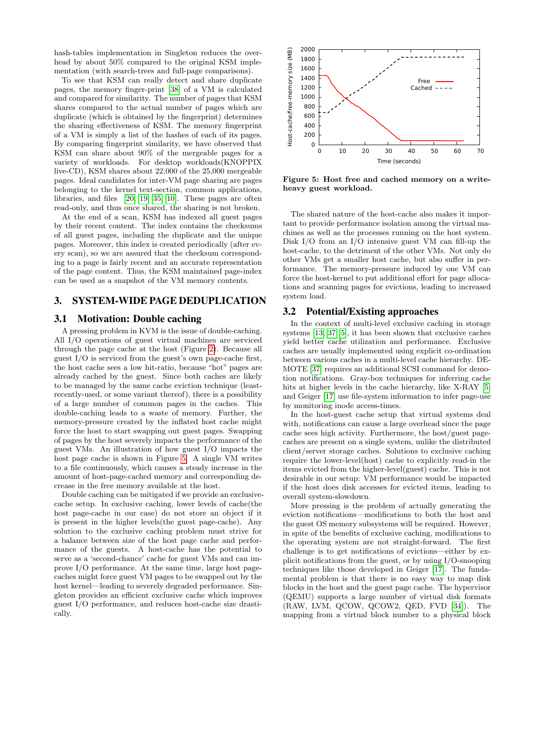hash-tables implementation in Singleton reduces the overhead by about 50% compared to the original KSM implementation (with search-trees and full-page comparisons).

To see that KSM can really detect and share duplicate pages, the memory finger-print [38] of a VM is calculated and compared for similarity. The number of pages that KSM shares compared to the actual number of pages which are duplicate (which is obtained by the fingerprint) determines the sharing effectiveness of KSM. The memory fingerprint of a VM is simply a list of the hashes of each of its pages. By comparing fingerprint similarity, we have observed that KSM can share about 90% of the mergeable pages for a variety of workloads. For desktop workloads(KNOPPIX live-CD), KSM shares about 22,000 of the 25,000 mergeable pages. Ideal candidates for inter-VM page sharing are pages belonging to the kernel text-section, common applications, libraries, and files [20, 19, 35, 10]. These pages are often read-only, and thus once shared, the sharing is not broken.

At the end of a scan, KSM has indexed all guest pages by their recent content. The index contains the checksums of all guest pages, including the duplicate and the unique pages. Moreover, this index is created periodically (after every scan), so we are assured that the checksum corresponding to a page is fairly recent and an accurate representation of the page content. Thus, the KSM maintained page-index can be used as a snapshot of the VM memory contents.

## 3. SYSTEM-WIDE PAGE DEDUPLICATION

### 3.1 Motivation: Double caching

A pressing problem in KVM is the issue of double-caching. All I/O operations of guest virtual machines are serviced through the page cache at the host (Figure 2). Because all guest I/O is serviced from the guest's own page-cache first, the host cache sees a low hit-ratio, because "hot" pages are already cached by the guest. Since both caches are likely to be managed by the same cache eviction technique (least-recently-used, or some variant thereof), there is a possibility of a large number of common pages in the caches. This double-caching leads to a waste of memory. Further, the memory-pressure created by the inflated host cache might force the host to start swapping out guest pages. Swapping of pages by the host severely impacts the performance of the guest VMs. An illustration of how guest I/O impacts the host page cache is shown in Figure 5. A single VM writes to a file continuously, which causes a steady increase in the amount of host-page-cached memory and corresponding decrease in the free memory available at the host.

Double caching can be mitigated if we provide an exclusive-cache setup. In exclusive caching, lower levels of cache(the host page-cache in our case) do not store an object if it is present in the higher levels(the guest page-cache). Any solution to the exclusive caching problem must strive for a balance between size of the host page cache and performance of the guests. A host-cache has the potential to serve as a 'second-chance' cache for guest VMs and can improve I/O performance. At the same time, large host page-caches might force guest VM pages to be swapped out by the host kernel—leading to severely degraded performance. Singleton provides an efficient exclusive cache which improves guest I/O performance, and reduces host-cache size drastically.

Host-cache/free-memory size (MB)
2000
1800
1600
1400
1200
1000
800
600
400
200
0
0 10 20 30 40 50 60 70
Time (seconds)
Free
Cached

**Figure 5: Host free and cached memory on a write-heavy guest workload.**

The shared nature of the host-cache also makes it important to provide performance isolation among the virtual machines as well as the processes running on the host system. Disk I/O from an I/O intensive guest VM can fill-up the host-cache, to the detriment of the other VMs. Not only do other VMs get a smaller host cache, but also suffer in performance. The memory-pressure induced by one VM can force the host-kernel to put additional effort for page allocations and scanning pages for evictions, leading to increased system load.

### 3.2 Potential/Existing approaches

In the context of multi-level exclusive caching in storage systems [13, 37, 5], it has been shown that exclusive caches yield better cache utilization and performance. Exclusive caches are usually implemented using explicit co-ordination between various caches in a multi-level cache hierarchy. DEMOTE [37] requires an additional SCSI command for demotion notifications. Gray-box techniques for inferring cache hits at higher levels in the cache hierarchy, like X-RAY [5] and Geiger [17] use file-system information to infer page-use by monitoring inode access-times.

In the host-guest cache setup that virtual systems deal with, notifications can cause a large overhead since the page cache sees high activity. Furthermore, the host/guest page-caches are present on a single system, unlike the distributed client/server storage caches. Solutions to exclusive caching require the lower-level(host) cache to explicitly read-in the items evicted from the higher-level(guest) cache. This is not desirable in our setup: VM performance would be impacted if the host does disk accesses for evicted items, leading to overall system-slowdown.

More pressing is the problem of actually generating the eviction notifications—modifications to both the host and the guest OS memory subsystems will be required. However, in spite of the benefits of exclusive caching, modifications to the operating system are not straight-forward. The first challenge is to get notifications of evictions—either by explicit notifications from the guest, or by using I/O-snooping techniques like those developed in Geiger [17]. The fundamental problem is that there is no easy way to map disk blocks in the host and the guest page cache. The hypervisor (QEMU) supports a large number of virtual disk formats (RAW, LVM, QCOW, QCOW2, QED, FVD [34]). The mapping from a virtual block number to a physical block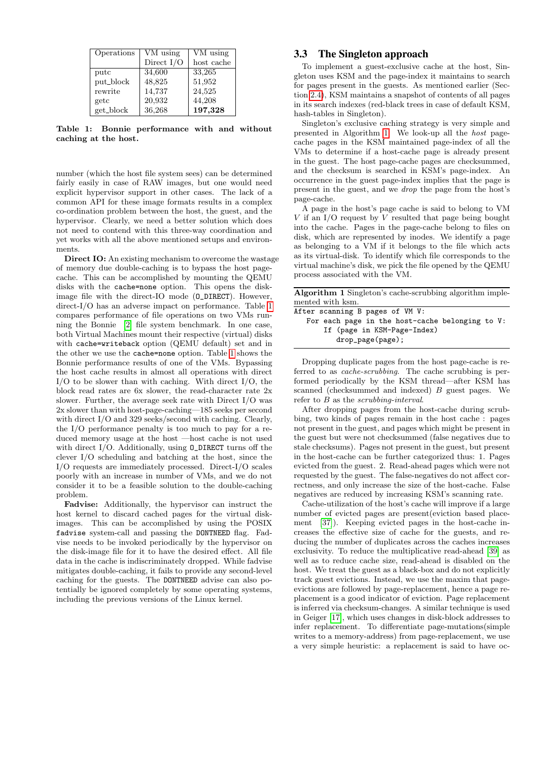| Operations | VM using Direct I/O | VM using host cache |
|---|---|---|
| putc | 34,600 | 33,265 |
| put_block | 48,825 | 51,952 |
| rewrite | 14,737 | 24,525 |
| getc | 20,932 | 44,208 |
| get_block | 36,268 | **197,328** |

**Table 1: Bonnie performance with and without caching at the host.**

number (which the host file system sees) can be determined fairly easily in case of RAW images, but one would need explicit hypervisor support in other cases. The lack of a common API for these image formats results in a complex co-ordination problem between the host, the guest, and the hypervisor. Clearly, we need a better solution which does not need to contend with this three-way coordination and yet works with all the above mentioned setups and environments.

**Direct IO:** An existing mechanism to overcome the wastage of memory due double-caching is to bypass the host page-cache. This can be accomplished by mounting the QEMU disks with the `cache=none` option. This opens the disk-image file with the direct-IO mode (`O_DIRECT`). However, direct-I/O has an adverse impact on performance. Table 1 compares performance of file operations on two VMs running the Bonnie [2] file system benchmark. In one case, both Virtual Machines mount their respective (virtual) disks with `cache=writeback` option (QEMU default) set and in the other we use the `cache=none` option. Table 1 shows the Bonnie performance results of one of the VMs. Bypassing the host cache results in almost all operations with direct I/O to be slower than with caching. With direct I/O, the block read rates are 6x slower, the read-character rate 2x slower. Further, the average seek rate with Direct I/O was 2x slower than with host-page-caching—185 seeks per second with direct I/O and 329 seeks/second with caching. Clearly, the I/O performance penalty is too much to pay for a reduced memory usage at the host —host cache is not used with direct I/O. Additionally, using `O_DIRECT` turns off the clever I/O scheduling and batching at the host, since the I/O requests are immediately processed. Direct-I/O scales poorly with an increase in number of VMs, and we do not consider it to be a feasible solution to the double-caching problem.

**Fadvise:** Additionally, the hypervisor can instruct the host kernel to discard cached pages for the virtual disk-images. This can be accomplished by using the POSIX `fadvise` system-call and passing the `DONTNEED` flag. Fadvise needs to be invoked periodically by the hypervisor on the disk-image file for it to have the desired effect. All file data in the cache is indiscriminately dropped. While fadvise mitigates double-caching, it fails to provide any second-level caching for the guests. The `DONTNEED` advise can also potentially be ignored completely by some operating systems, including the previous versions of the Linux kernel.

### 3.3 The Singleton approach

To implement a guest-exclusive cache at the host, Singleton uses KSM and the page-index it maintains to search for pages present in the guests. As mentioned earlier (Section 2.4), KSM maintains a snapshot of contents of all pages in its search indexes (red-black trees in case of default KSM, hash-tables in Singleton).

Singleton's exclusive caching strategy is very simple and presented in Algorithm 1. We look-up all the *host* page-cache pages in the KSM maintained page-index of all the VMs to determine if a host-cache page is already present in the guest. The host page-cache pages are checksummed, and the checksum is searched in KSM's page-index. An occurrence in the guest page-index implies that the page is present in the guest, and we *drop* the page from the host's page-cache.

A page in the host's page cache is said to belong to VM $V$ if an I/O request by $V$ resulted that page being bought into the cache. Pages in the page-cache belong to files on disk, which are represented by inodes. We identify a page as belonging to a VM if it belongs to the file which acts as its virtual-disk. To identify which file corresponds to the virtual machine's disk, we pick the file opened by the QEMU process associated with the VM.

**Algorithm 1** Singleton's cache-scrubbing algorithm implemented with ksm.

```
After scanning B pages of VM V:
   For each page in the host-cache belonging to V:
       If (page in KSM-Page-Index)
          drop_page(page);
```

Dropping duplicate pages from the host page-cache is referred to as *cache-scrubbing*. The cache scrubbing is performed periodically by the KSM thread—after KSM has scanned (checksummed and indexed) $B$ guest pages. We refer to $B$ as the *scrubbing-interval*.

After dropping pages from the host-cache during scrubbing, two kinds of pages remain in the host cache : pages not present in the guest, and pages which might be present in the guest but were not checksummed (false negatives due to stale checksums). Pages not present in the guest, but present in the host-cache can be further categorized thus: 1. Pages evicted from the guest. 2. Read-ahead pages which were not requested by the guest. The false-negatives do not affect correctness, and only increase the size of the host-cache. False negatives are reduced by increasing KSM's scanning rate.

Cache-utilization of the host's cache will improve if a large number of evicted pages are present(eviction based placement [37]). Keeping evicted pages in the host-cache increases the effective size of cache for the guests, and reducing the number of duplicates across the caches increases exclusivity. To reduce the multiplicative read-ahead [39] as well as to reduce cache size, read-ahead is disabled on the host. We treat the guest as a black-box and do not explicitly track guest evictions. Instead, we use the maxim that page-evictions are followed by page-replacement, hence a page replacement is a good indicator of eviction. Page replacement is inferred via checksum-changes. A similar technique is used in Geiger [17], which uses changes in disk-block addresses to infer replacement. To differentiate page-mutations(simple writes to a memory-address) from page-replacement, we use a very simple heuristic: a replacement is said to have oc-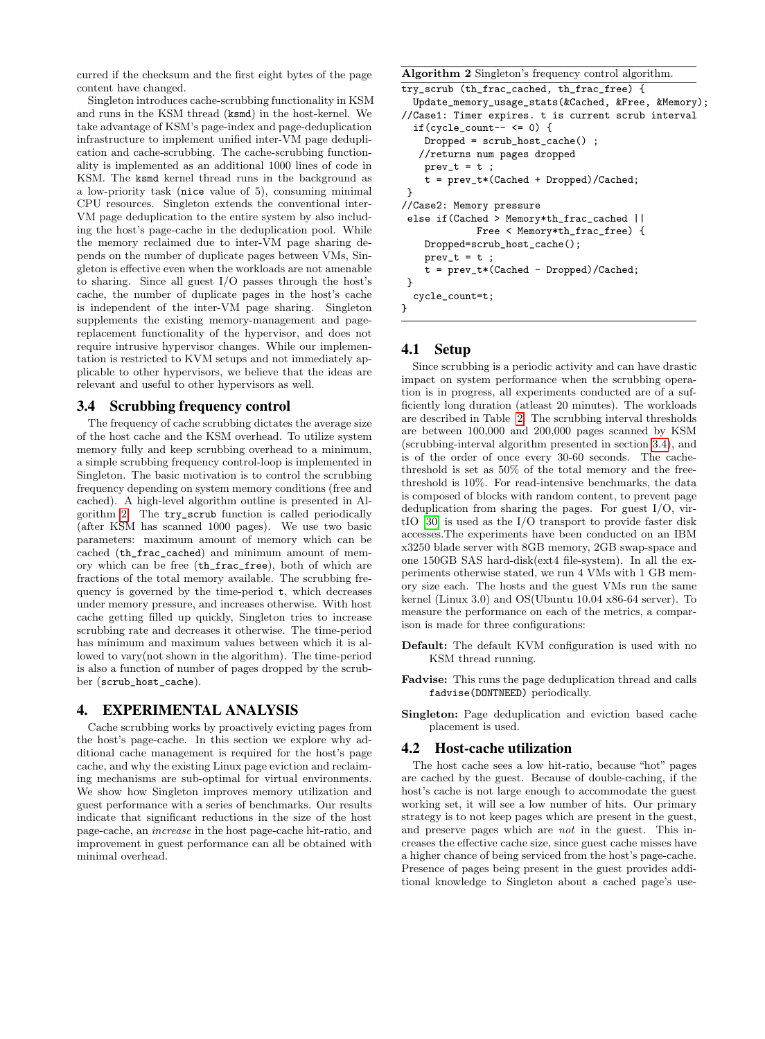curred if the checksum and the first eight bytes of the page content have changed.

Singleton introduces cache-scrubbing functionality in KSM and runs in the KSM thread (`ksmd`) in the host-kernel. We take advantage of KSM's page-index and page-deduplication infrastructure to implement unified inter-VM page deduplication and cache-scrubbing. The cache-scrubbing functionality is implemented as an additional 1000 lines of code in KSM. The `ksmd` kernel thread runs in the background as a low-priority task (`nice` value of 5), consuming minimal CPU resources. Singleton extends the conventional inter-VM page deduplication to the entire system by also including the host's page-cache in the deduplication pool. While the memory reclaimed due to inter-VM page sharing depends on the number of duplicate pages between VMs, Singleton is effective even when the workloads are not amenable to sharing. Since all guest I/O passes through the host's cache, the number of duplicate pages in the host's cache is independent of the inter-VM page sharing. Singleton supplements the existing memory-management and page-replacement functionality of the hypervisor, and does not require intrusive hypervisor changes. While our implementation is restricted to KVM setups and not immediately applicable to other hypervisors, we believe that the ideas are relevant and useful to other hypervisors as well.

### 3.4 Scrubbing frequency control

The frequency of cache scrubbing dictates the average size of the host cache and the KSM overhead. To utilize system memory fully and keep scrubbing overhead to a minimum, a simple scrubbing frequency control-loop is implemented in Singleton. The basic motivation is to control the scrubbing frequency depending on system memory conditions (free and cached). A high-level algorithm outline is presented in Algorithm 2. The `try_scrub` function is called periodically (after KSM has scanned 1000 pages). We use two basic parameters: maximum amount of memory which can be cached (`th_frac_cached`) and minimum amount of memory which can be free (`th_frac_free`), both of which are fractions of the total memory available. The scrubbing frequency is governed by the time-period `t`, which decreases under memory pressure, and increases otherwise. With host cache getting filled up quickly, Singleton tries to increase scrubbing rate and decreases it otherwise. The time-period has minimum and maximum values between which it is allowed to vary(not shown in the algorithm). The time-period is also a function of number of pages dropped by the scrubber (`scrub_host_cache`).

**Algorithm 2** Singleton's frequency control algorithm.

```
try_scrub (th_frac_cached, th_frac_free) {
  Update_memory_usage_stats(&Cached, &Free, &Memory);
//Case1: Timer expires. t is current scrub interval
  if(cycle_count-- <= 0) {
    Dropped = scrub_host_cache() ;
   //returns num pages dropped
    prev_t = t ;
    t = prev_t*(Cached + Dropped)/Cached;
 }
//Case2: Memory pressure
 else if(Cached > Memory*th_frac_cached ||
            Free < Memory*th_frac_free) {
    Dropped=scrub_host_cache();
    prev_t = t ;
    t = prev_t*(Cached - Dropped)/Cached;
 }
  cycle_count=t;
}
```

## 4. EXPERIMENTAL ANALYSIS

Cache scrubbing works by proactively evicting pages from the host's page-cache. In this section we explore why additional cache management is required for the host's page cache, and why the existing Linux page eviction and reclaiming mechanisms are sub-optimal for virtual environments. We show how Singleton improves memory utilization and guest performance with a series of benchmarks. Our results indicate that significant reductions in the size of the host page-cache, an *increase* in the host page-cache hit-ratio, and improvement in guest performance can all be obtained with minimal overhead.

### 4.1 Setup

Since scrubbing is a periodic activity and can have drastic impact on system performance when the scrubbing operation is in progress, all experiments conducted are of a sufficiently long duration (atleast 20 minutes). The workloads are described in Table 2. The scrubbing interval thresholds are between 100,000 and 200,000 pages scanned by KSM (scrubbing-interval algorithm presented in section 3.4), and is of the order of once every 30-60 seconds. The cache-threshold is set as 50% of the total memory and the free-threshold is 10%. For read-intensive benchmarks, the data is composed of blocks with random content, to prevent page deduplication from sharing the pages. For guest I/O, virtIO [30] is used as the I/O transport to provide faster disk accesses.The experiments have been conducted on an IBM x3250 blade server with 8GB memory, 2GB swap-space and one 150GB SAS hard-disk(ext4 file-system). In all the experiments otherwise stated, we run 4 VMs with 1 GB memory size each. The hosts and the guest VMs run the same kernel (Linux 3.0) and OS(Ubuntu 10.04 x86-64 server). To measure the performance on each of the metrics, a comparison is made for three configurations:

**Default:** The default KVM configuration is used with no KSM thread running.

**Fadvise:** This runs the page deduplication thread and calls `fadvise(DONTNEED)` periodically.

**Singleton:** Page deduplication and eviction based cache placement is used.

### 4.2 Host-cache utilization

The host cache sees a low hit-ratio, because "hot" pages are cached by the guest. Because of double-caching, if the host's cache is not large enough to accommodate the guest working set, it will see a low number of hits. Our primary strategy is to not keep pages which are present in the guest, and preserve pages which are *not* in the guest. This increases the effective cache size, since guest cache misses have a higher chance of being serviced from the host's page-cache. Presence of pages being present in the guest provides additional knowledge to Singleton about a cached page's use-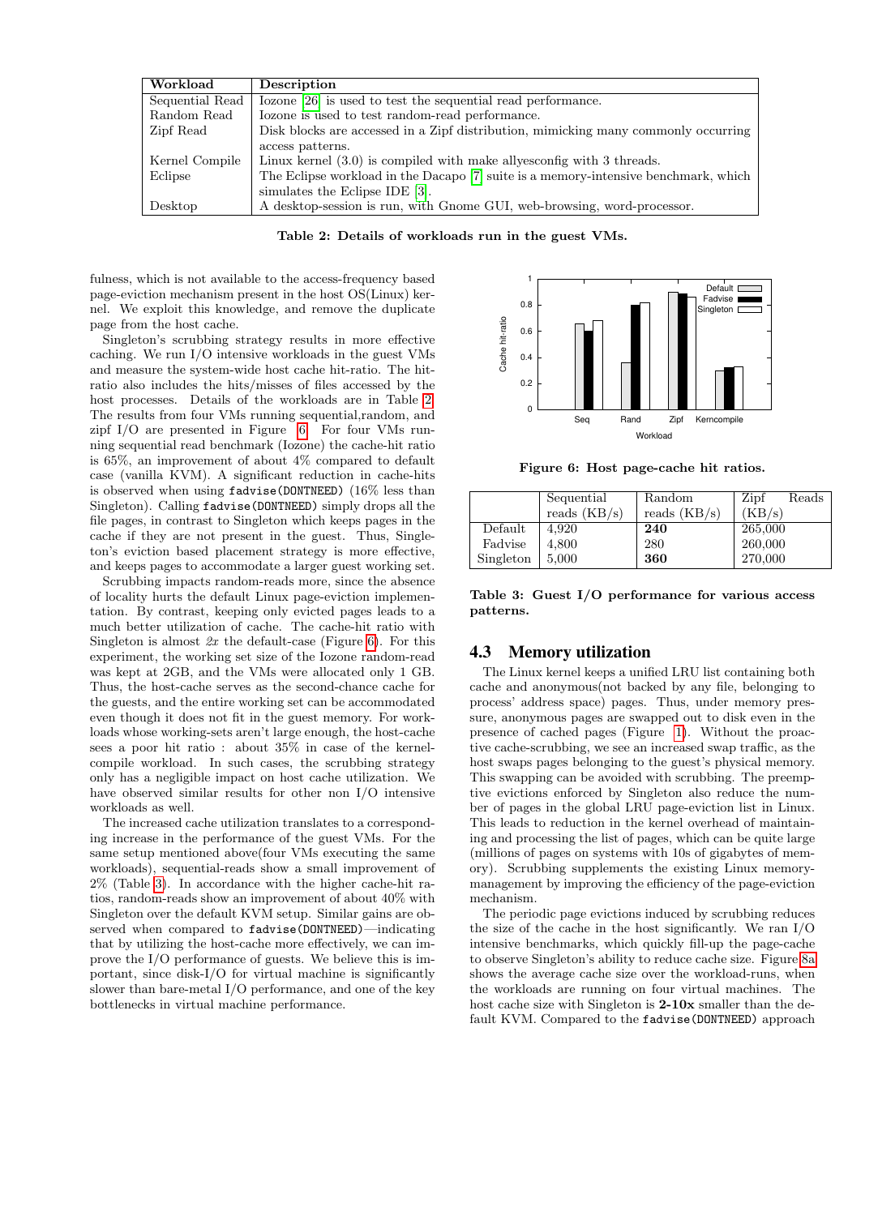| Workload | Description |
| --- | --- |
| Sequential Read | Iozone [26] is used to test the sequential read performance. |
| Random Read | Iozone is used to test random-read performance. |
| Zipf Read | Disk blocks are accessed in a Zipf distribution, mimicking many commonly occurring access patterns. |
| Kernel Compile | Linux kernel (3.0) is compiled with make allyesconfig with 3 threads. |
| Eclipse | The Eclipse workload in the Dacapo [7] suite is a memory-intensive benchmark, which simulates the Eclipse IDE [3]. |
| Desktop | A desktop-session is run, with Gnome GUI, web-browsing, word-processor. |

**Table 2: Details of workloads run in the guest VMs.**

fulness, which is not available to the access-frequency based page-eviction mechanism present in the host OS(Linux) kernel. We exploit this knowledge, and remove the duplicate page from the host cache.

Singleton's scrubbing strategy results in more effective caching. We run I/O intensive workloads in the guest VMs and measure the system-wide host cache hit-ratio. The hit-ratio also includes the hits/misses of files accessed by the host processes. Details of the workloads are in Table 2. The results from four VMs running sequential,random, and zipf I/O are presented in Figure 6. For four VMs running sequential read benchmark (Iozone) the cache-hit ratio is 65%, an improvement of about 4% compared to default case (vanilla KVM). A significant reduction in cache-hits is observed when using `fadvise(DONTNEED)` (16% less than Singleton). Calling `fadvise(DONTNEED)` simply drops all the file pages, in contrast to Singleton which keeps pages in the cache if they are not present in the guest. Thus, Singleton's eviction based placement strategy is more effective, and keeps pages to accommodate a larger guest working set.

Scrubbing impacts random-reads more, since the absence of locality hurts the default Linux page-eviction implementation. By contrast, keeping only evicted pages leads to a much better utilization of cache. The cache-hit ratio with Singleton is almost *2x* the default-case (Figure 6). For this experiment, the working set size of the Iozone random-read was kept at 2GB, and the VMs were allocated only 1 GB. Thus, the host-cache serves as the second-chance cache for the guests, and the entire working set can be accommodated even though it does not fit in the guest memory. For workloads whose working-sets aren't large enough, the host-cache sees a poor hit ratio : about 35% in case of the kernel-compile workload. In such cases, the scrubbing strategy only has a negligible impact on host cache utilization. We have observed similar results for other non I/O intensive workloads as well.

The increased cache utilization translates to a corresponding increase in the performance of the guest VMs. For the same setup mentioned above(four VMs executing the same workloads), sequential-reads show a small improvement of 2% (Table 3). In accordance with the higher cache-hit ratios, random-reads show an improvement of about 40% with Singleton over the default KVM setup. Similar gains are observed when compared to `fadvise(DONTNEED)`—indicating that by utilizing the host-cache more effectively, we can improve the I/O performance of guests. We believe this is important, since disk-I/O for virtual machine is significantly slower than bare-metal I/O performance, and one of the key bottlenecks in virtual machine performance.

**Figure 6: Host page-cache hit ratios.**

|  | Sequential reads (KB/s) | Random reads (KB/s) | Zipf Reads (KB/s) |
| --- | --- | --- | --- |
| Default | 4,920 | **240** | 265,000 |
| Fadvise | 4,800 | 280 | 260,000 |
| Singleton | 5,000 | **360** | 270,000 |

**Table 3: Guest I/O performance for various access patterns.**

## 4.3 Memory utilization

The Linux kernel keeps a unified LRU list containing both cache and anonymous(not backed by any file, belonging to process' address space) pages. Thus, under memory pressure, anonymous pages are swapped out to disk even in the presence of cached pages (Figure 1). Without the proactive cache-scrubbing, we see an increased swap traffic, as the host swaps pages belonging to the guest's physical memory. This swapping can be avoided with scrubbing. The preemptive evictions enforced by Singleton also reduce the number of pages in the global LRU page-eviction list in Linux. This leads to reduction in the kernel overhead of maintaining and processing the list of pages, which can be quite large (millions of pages on systems with 10s of gigabytes of memory). Scrubbing supplements the existing Linux memory-management by improving the efficiency of the page-eviction mechanism.

The periodic page evictions induced by scrubbing reduces the size of the cache in the host significantly. We ran I/O intensive benchmarks, which quickly fill-up the page-cache to observe Singleton's ability to reduce cache size. Figure 8a shows the average cache size over the workload-runs, when the workloads are running on four virtual machines. The host cache size with Singleton is **2-10x** smaller than the default KVM. Compared to the `fadvise(DONTNEED)` approach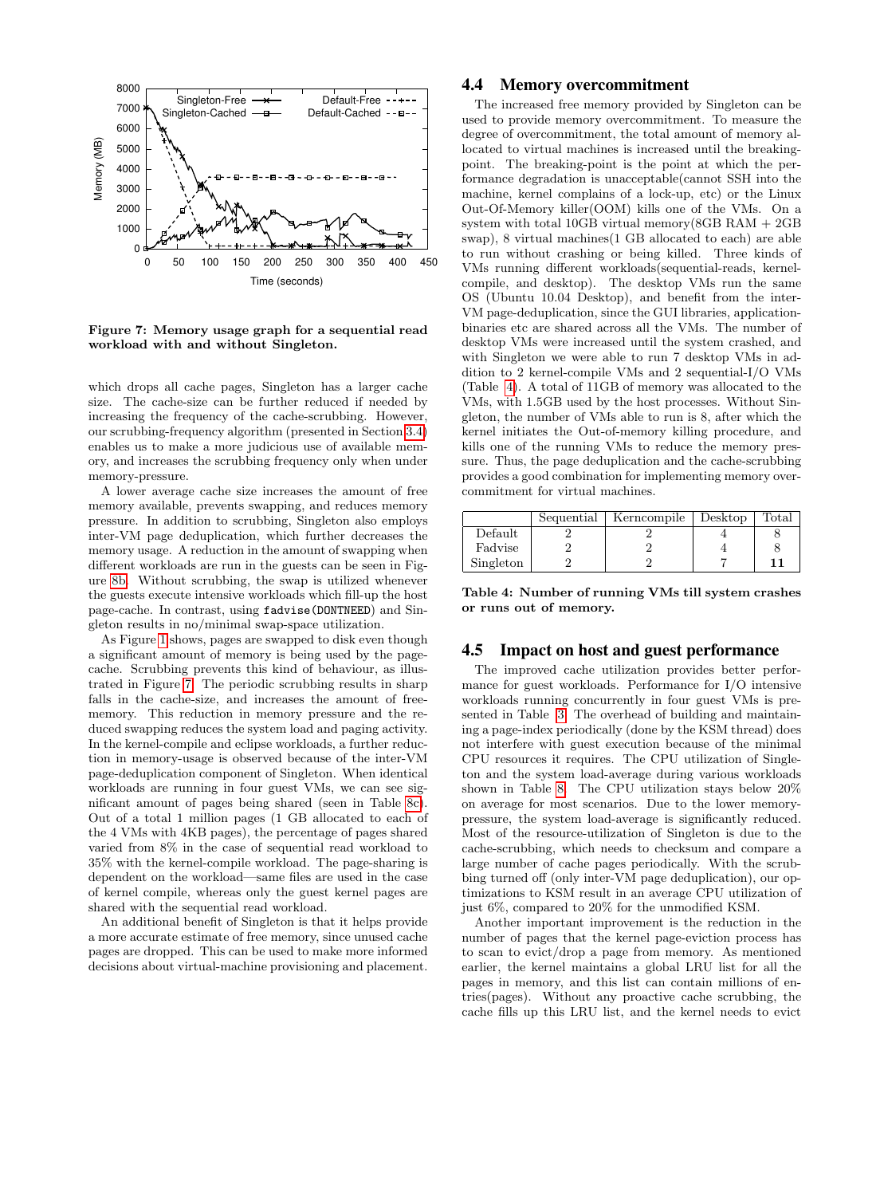Figure 7: Memory usage graph for a sequential read workload with and without Singleton.

which drops all cache pages, Singleton has a larger cache size. The cache-size can be further reduced if needed by increasing the frequency of the cache-scrubbing. However, our scrubbing-frequency algorithm (presented in Section 3.4) enables us to make a more judicious use of available memory, and increases the scrubbing frequency only when under memory-pressure.

A lower average cache size increases the amount of free memory available, prevents swapping, and reduces memory pressure. In addition to scrubbing, Singleton also employs inter-VM page deduplication, which further decreases the memory usage. A reduction in the amount of swapping when different workloads are run in the guests can be seen in Figure 8b. Without scrubbing, the swap is utilized whenever the guests execute intensive workloads which fill-up the host page-cache. In contrast, using `fadvise(DONTNEED)` and Singleton results in no/minimal swap-space utilization.

As Figure 1 shows, pages are swapped to disk even though a significant amount of memory is being used by the page-cache. Scrubbing prevents this kind of behaviour, as illustrated in Figure 7. The periodic scrubbing results in sharp falls in the cache-size, and increases the amount of free-memory. This reduction in memory pressure and the reduced swapping reduces the system load and paging activity. In the kernel-compile and eclipse workloads, a further reduction in memory-usage is observed because of the inter-VM page-deduplication component of Singleton. When identical workloads are running in four guest VMs, we can see significant amount of pages being shared (seen in Table 8c). Out of a total 1 million pages (1 GB allocated to each of the 4 VMs with 4KB pages), the percentage of pages shared varied from 8% in the case of sequential read workload to 35% with the kernel-compile workload. The page-sharing is dependent on the workload—same files are used in the case of kernel compile, whereas only the guest kernel pages are shared with the sequential read workload.

An additional benefit of Singleton is that it helps provide a more accurate estimate of free memory, since unused cache pages are dropped. This can be used to make more informed decisions about virtual-machine provisioning and placement.

## 4.4 Memory overcommitment

The increased free memory provided by Singleton can be used to provide memory overcommitment. To measure the degree of overcommitment, the total amount of memory allocated to virtual machines is increased until the breaking-point. The breaking-point is the point at which the performance degradation is unacceptable(cannot SSH into the machine, kernel complains of a lock-up, etc) or the Linux Out-Of-Memory killer(OOM) kills one of the VMs. On a system with total 10GB virtual memory(8GB RAM + 2GB swap), 8 virtual machines(1 GB allocated to each) are able to run without crashing or being killed. Three kinds of VMs running different workloads(sequential-reads, kernel-compile, and desktop). The desktop VMs run the same OS (Ubuntu 10.04 Desktop), and benefit from the inter-VM page-deduplication, since the GUI libraries, application-binaries etc are shared across all the VMs. The number of desktop VMs were increased until the system crashed, and with Singleton we were able to run 7 desktop VMs in addition to 2 kernel-compile VMs and 2 sequential-I/O VMs (Table 4). A total of 11GB of memory was allocated to the VMs, with 1.5GB used by the host processes. Without Singleton, the number of VMs able to run is 8, after which the kernel initiates the Out-of-memory killing procedure, and kills one of the running VMs to reduce the memory pressure. Thus, the page deduplication and the cache-scrubbing provides a good combination for implementing memory overcommitment for virtual machines.

| | Sequential | Kerncompile | Desktop | Total |
|---|---|---|---|---|
| Default | 2 | 2 | 4 | 8 |
| Fadvise | 2 | 2 | 4 | 8 |
| Singleton | 2 | 2 | 7 | **11** |

Table 4: Number of running VMs till system crashes or runs out of memory.

## 4.5 Impact on host and guest performance

The improved cache utilization provides better performance for guest workloads. Performance for I/O intensive workloads running concurrently in four guest VMs is presented in Table 3. The overhead of building and maintaining a page-index periodically (done by the KSM thread) does not interfere with guest execution because of the minimal CPU resources it requires. The CPU utilization of Singleton and the system load-average during various workloads shown in Table 8. The CPU utilization stays below 20% on average for most scenarios. Due to the lower memory-pressure, the system load-average is significantly reduced. Most of the resource-utilization of Singleton is due to the cache-scrubbing, which needs to checksum and compare a large number of cache pages periodically. With the scrubbing turned off (only inter-VM page deduplication), our optimizations to KSM result in an average CPU utilization of just 6%, compared to 20% for the unmodified KSM.

Another important improvement is the reduction in the number of pages that the kernel page-eviction process has to scan to evict/drop a page from memory. As mentioned earlier, the kernel maintains a global LRU list for all the pages in memory, and this list can contain millions of entries(pages). Without any proactive cache scrubbing, the cache fills up this LRU list, and the kernel needs to evict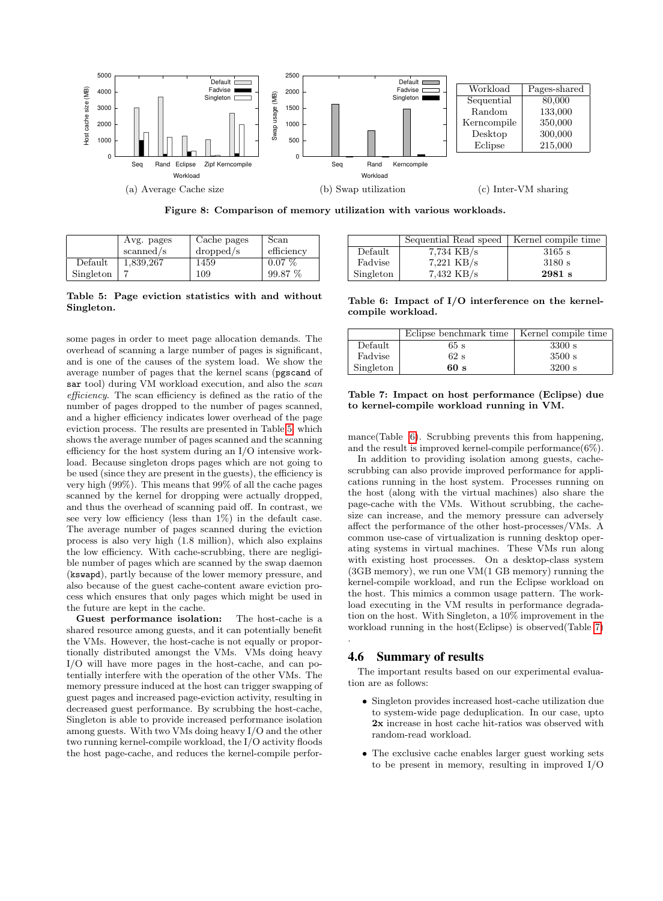Host cache size (MB)

5000
4000
3000
2000
1000
0

Default
Fadvise
Singleton

Seq Rand Eclipse Zipf Kerncompile

Workload

(a) Average Cache size

Swap usage (MB)

2500
2000
1500
1000
500
0

Default
Fadvise
Singleton

Seq Rand Kerncompile

Workload

(b) Swap utilization

| Workload | Pages-shared |
|---|---|
| Sequential | 80,000 |
| Random | 133,000 |
| Kerncompile | 350,000 |
| Desktop | 300,000 |
| Eclipse | 215,000 |

(c) Inter-VM sharing

**Figure 8: Comparison of memory utilization with various workloads.**

| | Avg. pages scanned/s | Cache pages dropped/s | Scan efficiency |
|---|---|---|---|
| Default | 1,839,267 | 1459 | 0.07 % |
| Singleton | 7 | 109 | 99.87 % |

**Table 5: Page eviction statistics with and without Singleton.**

some pages in order to meet page allocation demands. The overhead of scanning a large number of pages is significant, and is one of the causes of the system load. We show the average number of pages that the kernel scans (`pgscand` of `sar` tool) during VM workload execution, and also the *scan efficiency*. The scan efficiency is defined as the ratio of the number of pages dropped to the number of pages scanned, and a higher efficiency indicates lower overhead of the page eviction process. The results are presented in Table 5, which shows the average number of pages scanned and the scanning efficiency for the host system during an I/O intensive workload. Because singleton drops pages which are not going to be used (since they are present in the guests), the efficiency is very high (99%). This means that 99% of all the cache pages scanned by the kernel for dropping were actually dropped, and thus the overhead of scanning paid off. In contrast, we see very low efficiency (less than 1%) in the default case. The average number of pages scanned during the eviction process is also very high (1.8 million), which also explains the low efficiency. With cache-scrubbing, there are negligible number of pages which are scanned by the swap daemon (`kswapd`), partly because of the lower memory pressure, and also because of the guest cache-content aware eviction process which ensures that only pages which might be used in the future are kept in the cache.

**Guest performance isolation:** The host-cache is a shared resource among guests, and it can potentially benefit the VMs. However, the host-cache is not equally or proportionally distributed amongst the VMs. VMs doing heavy I/O will have more pages in the host-cache, and can potentially interfere with the operation of the other VMs. The memory pressure induced at the host can trigger swapping of guest pages and increased page-eviction activity, resulting in decreased guest performance. By scrubbing the host-cache, Singleton is able to provide increased performance isolation among guests. With two VMs doing heavy I/O and the other two running kernel-compile workload, the I/O activity floods the host page-cache, and reduces the kernel-compile performance(Table 6). Scrubbing prevents this from happening, and the result is improved kernel-compile performance(6%).

| | Sequential Read speed | Kernel compile time |
|---|---|---|
| Default | 7,734 KB/s | 3165 s |
| Fadvise | 7,221 KB/s | 3180 s |
| Singleton | 7,432 KB/s | **2981 s** |

**Table 6: Impact of I/O interference on the kernel-compile workload.**

| | Eclipse benchmark time | Kernel compile time |
|---|---|---|
| Default | 65 s | 3300 s |
| Fadvise | 62 s | 3500 s |
| Singleton | **60 s** | 3200 s |

**Table 7: Impact on host performance (Eclipse) due to kernel-compile workload running in VM.**

In addition to providing isolation among guests, cache-scrubbing can also provide improved performance for applications running in the host system. Processes running on the host (along with the virtual machines) also share the page-cache with the VMs. Without scrubbing, the cache-size can increase, and the memory pressure can adversely affect the performance of the other host-processes/VMs. A common use-case of virtualization is running desktop operating systems in virtual machines. These VMs run along with existing host processes. On a desktop-class system (3GB memory), we run one VM(1 GB memory) running the kernel-compile workload, and run the Eclipse workload on the host. This mimics a common usage pattern. The workload executing in the VM results in performance degradation on the host. With Singleton, a 10% improvement in the workload running in the host(Eclipse) is observed(Table 7)
.

## 4.6 Summary of results

The important results based on our experimental evaluation are as follows:

- Singleton provides increased host-cache utilization due to system-wide page deduplication. In our case, upto **2x** increase in host cache hit-ratios was observed with random-read workload.
- The exclusive cache enables larger guest working sets to be present in memory, resulting in improved I/O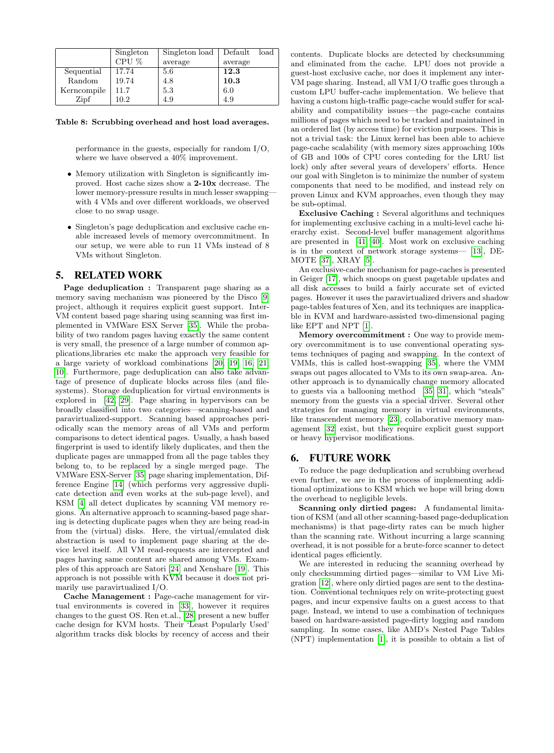|  | Singleton CPU % | Singleton load average | Default load average |
|---|---|---|---|
| Sequential | 17.74 | 5.6 | **12.3** |
| Random | 19.74 | 4.8 | **10.3** |
| Kerncompile | 11.7 | 5.3 | 6.0 |
| Zipf | 10.2 | 4.9 | 4.9 |

**Table 8: Scrubbing overhead and host load averages.**

performance in the guests, especially for random I/O, where we have observed a 40% improvement.

- Memory utilization with Singleton is significantly improved. Host cache sizes show a **2-10x** decrease. The lower memory-pressure results in much lesser swapping—with 4 VMs and over different workloads, we observed close to no swap usage.
- Singleton's page deduplication and exclusive cache enable increased levels of memory overcommitment. In our setup, we were able to run 11 VMs instead of 8 VMs without Singleton.

## 5. RELATED WORK

**Page deduplication :** Transparent page sharing as a memory saving mechanism was pioneered by the Disco [9] project, although it requires explicit guest support. Inter-VM content based page sharing using scanning was first implemented in VMWare ESX Server [35]. While the probability of two random pages having exactly the same content is very small, the presence of a large number of common applications,libraries etc make the approach very feasible for a large variety of workload combinations [20, 19, 16, 21, 10]. Furthermore, page deduplication can also take advantage of presence of duplicate blocks across files (and file-systems). Storage deduplication for virtual environments is explored in [42, 29]. Page sharing in hypervisors can be broadly classified into two categories—scanning-based and paravirtualized-support. Scanning based approaches periodically scan the memory areas of all VMs and perform comparisons to detect identical pages. Usually, a hash based fingerprint is used to identify likely duplicates, and then the duplicate pages are unmapped from all the page tables they belong to, to be replaced by a single merged page. The VMWare ESX-Server [35] page sharing implementation, Difference Engine [14] (which performs very aggressive duplicate detection and even works at the sub-page level), and KSM [4] all detect duplicates by scanning VM memory regions. An alternative approach to scanning-based page sharing is detecting duplicate pages when they are being read-in from the (virtual) disks. Here, the virtual/emulated disk abstraction is used to implement page sharing at the device level itself. All VM read-requests are intercepted and pages having same content are shared among VMs. Examples of this approach are Satori [24] and Xenshare [19]. This approach is not possible with KVM because it does not primarily use paravirtualized I/O.

**Cache Management :** Page-cache management for virtual environments is covered in [33], however it requires changes to the guest OS. Ren et.al., [28] present a new buffer cache design for KVM hosts. Their 'Least Popularly Used' algorithm tracks disk blocks by recency of access and their contents. Duplicate blocks are detected by checksumming and eliminated from the cache. LPU does not provide a guest-host exclusive cache, nor does it implement any inter-VM page sharing. Instead, all VM I/O traffic goes through a custom LPU buffer-cache implementation. We believe that having a custom high-traffic page-cache would suffer for scalability and compatibility issues—the page-cache contains millions of pages which need to be tracked and maintained in an ordered list (by access time) for eviction purposes. This is not a trivial task: the Linux kernel has been able to achieve page-cache scalability (with memory sizes approaching 100s of GB and 100s of CPU cores conteding for the LRU list lock) only after several years of developers' efforts. Hence our goal with Singleton is to minimize the number of system components that need to be modified, and instead rely on proven Linux and KVM approaches, even though they may be sub-optimal.

**Exclusive Caching :** Several algorithms and techniques for implementing exclusive caching in a multi-level cache hierarchy exist. Second-level buffer management algorithms are presented in [41, 40]. Most work on exclusive caching is in the context of network storage systems— [13], DEMOTE [37], XRAY [5].

An exclusive-cache mechanism for page-caches is presented in Geiger [17], which snoops on guest pagetable updates and all disk accesses to build a fairly accurate set of evicted pages. However it uses the paravirtualized drivers and shadow page-tables features of Xen, and its techniques are inapplicable in KVM and hardware-assisted two-dimensional paging like EPT and NPT [1].

**Memory overcommitment :** One way to provide memory overcommitment is to use conventional operating systems techniques of paging and swapping. In the context of VMMs, this is called host-swapping [35], where the VMM swaps out pages allocated to VMs to its own swap-area. Another approach is to dynamically change memory allocated to guests via a ballooning method [35, 31], which "steals" memory from the guests via a special driver. Several other strategies for managing memory in virtual environments, like transcendent memory [23], collaborative memory management [32] exist, but they require explicit guest support or heavy hypervisor modifications.

## 6. FUTURE WORK

To reduce the page deduplication and scrubbing overhead even further, we are in the process of implementing additional optimizations to KSM which we hope will bring down the overhead to negligible levels.

**Scanning only dirtied pages:** A fundamental limitation of KSM (and all other scanning-based page-deduplication mechanisms) is that page-dirty rates can be much higher than the scanning rate. Without incurring a large scanning overhead, it is not possible for a brute-force scanner to detect identical pages efficiently.

We are interested in reducing the scanning overhead by only checksumming dirtied pages—similar to VM Live Migration [12], where only dirtied pages are sent to the destination. Conventional techniques rely on write-protecting guest pages, and incur expensive faults on a guest access to that page. Instead, we intend to use a combination of techniques based on hardware-assisted page-dirty logging and random sampling. In some cases, like AMD's Nested Page Tables (NPT) implementation [1], it is possible to obtain a list of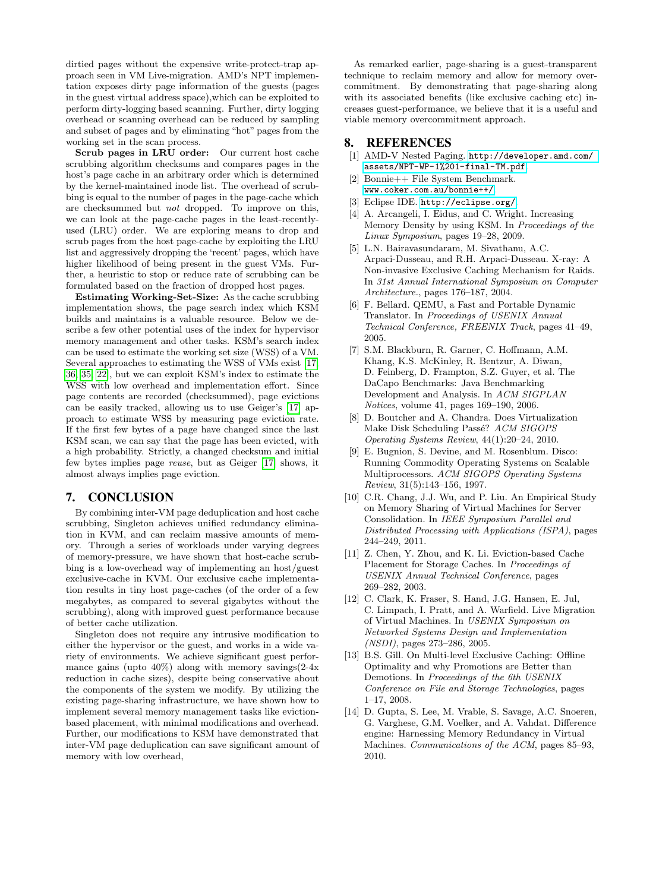dirtied pages without the expensive write-protect-trap approach seen in VM Live-migration. AMD's NPT implementation exposes dirty page information of the guests (pages in the guest virtual address space),which can be exploited to perform dirty-logging based scanning. Further, dirty logging overhead or scanning overhead can be reduced by sampling and subset of pages and by eliminating "hot" pages from the working set in the scan process.

**Scrub pages in LRU order:** Our current host cache scrubbing algorithm checksums and compares pages in the host's page cache in an arbitrary order which is determined by the kernel-maintained inode list. The overhead of scrubbing is equal to the number of pages in the page-cache which are checksummed but *not* dropped. To improve on this, we can look at the page-cache pages in the least-recently-used (LRU) order. We are exploring means to drop and scrub pages from the host page-cache by exploiting the LRU list and aggressively dropping the 'recent' pages, which have higher likelihood of being present in the guest VMs. Further, a heuristic to stop or reduce rate of scrubbing can be formulated based on the fraction of dropped host pages.

**Estimating Working-Set-Size:** As the cache scrubbing implementation shows, the page search index which KSM builds and maintains is a valuable resource. Below we describe a few other potential uses of the index for hypervisor memory management and other tasks. KSM's search index can be used to estimate the working set size (WSS) of a VM. Several approaches to estimating the WSS of VMs exist [17, 36, 35, 22], but we can exploit KSM's index to estimate the WSS with low overhead and implementation effort. Since page contents are recorded (checksummed), page evictions can be easily tracked, allowing us to use Geiger's [17] approach to estimate WSS by measuring page eviction rate. If the first few bytes of a page have changed since the last KSM scan, we can say that the page has been evicted, with a high probability. Strictly, a changed checksum and initial few bytes implies page *reuse*, but as Geiger [17] shows, it almost always implies page eviction.

## 7. CONCLUSION

By combining inter-VM page deduplication and host cache scrubbing, Singleton achieves unified redundancy elimination in KVM, and can reclaim massive amounts of memory. Through a series of workloads under varying degrees of memory-pressure, we have shown that host-cache scrubbing is a low-overhead way of implementing an host/guest exclusive-cache in KVM. Our exclusive cache implementation results in tiny host page-caches (of the order of a few megabytes, as compared to several gigabytes without the scrubbing), along with improved guest performance because of better cache utilization.

Singleton does not require any intrusive modification to either the hypervisor or the guest, and works in a wide variety of environments. We achieve significant guest performance gains (upto 40%) along with memory savings(2-4x reduction in cache sizes), despite being conservative about the components of the system we modify. By utilizing the existing page-sharing infrastructure, we have shown how to implement several memory management tasks like eviction-based placement, with minimal modifications and overhead. Further, our modifications to KSM have demonstrated that inter-VM page deduplication can save significant amount of memory with low overhead,

As remarked earlier, page-sharing is a guest-transparent technique to reclaim memory and allow for memory overcommitment. By demonstrating that page-sharing along with its associated benefits (like exclusive caching etc) increases guest-performance, we believe that it is a useful and viable memory overcommitment approach.

## 8. REFERENCES

[1] AMD-V Nested Paging. http://developer.amd.com/assets/NPT-WP-1%201-final-TM.pdf.

[2] Bonnie++ File System Benchmark. www.coker.com.au/bonnie++/.

[3] Eclipse IDE. http://eclipse.org/.

[4] A. Arcangeli, I. Eidus, and C. Wright. Increasing Memory Density by using KSM. In *Proceedings of the Linux Symposium*, pages 19–28, 2009.

[5] L.N. Bairavasundaram, M. Sivathanu, A.C. Arpaci-Dusseau, and R.H. Arpaci-Dusseau. X-ray: A Non-invasive Exclusive Caching Mechanism for Raids. In *31st Annual International Symposium on Computer Architecture.*, pages 176–187, 2004.

[6] F. Bellard. QEMU, a Fast and Portable Dynamic Translator. In *Proceedings of USENIX Annual Technical Conference, FREENIX Track*, pages 41–49, 2005.

[7] S.M. Blackburn, R. Garner, C. Hoffmann, A.M. Khang, K.S. McKinley, R. Bentzur, A. Diwan, D. Feinberg, D. Frampton, S.Z. Guyer, et al. The DaCapo Benchmarks: Java Benchmarking Development and Analysis. In *ACM SIGPLAN Notices*, volume 41, pages 169–190, 2006.

[8] D. Boutcher and A. Chandra. Does Virtualization Make Disk Scheduling Passé? *ACM SIGOPS Operating Systems Review*, 44(1):20–24, 2010.

[9] E. Bugnion, S. Devine, and M. Rosenblum. Disco: Running Commodity Operating Systems on Scalable Multiprocessors. *ACM SIGOPS Operating Systems Review*, 31(5):143–156, 1997.

[10] C.R. Chang, J.J. Wu, and P. Liu. An Empirical Study on Memory Sharing of Virtual Machines for Server Consolidation. In *IEEE Symposium Parallel and Distributed Processing with Applications (ISPA)*, pages 244–249, 2011.

[11] Z. Chen, Y. Zhou, and K. Li. Eviction-based Cache Placement for Storage Caches. In *Proceedings of USENIX Annual Technical Conference*, pages 269–282, 2003.

[12] C. Clark, K. Fraser, S. Hand, J.G. Hansen, E. Jul, C. Limpach, I. Pratt, and A. Warfield. Live Migration of Virtual Machines. In *USENIX Symposium on Networked Systems Design and Implementation (NSDI)*, pages 273–286, 2005.

[13] B.S. Gill. On Multi-level Exclusive Caching: Offline Optimality and why Promotions are Better than Demotions. In *Proceedings of the 6th USENIX Conference on File and Storage Technologies*, pages 1–17, 2008.

[14] D. Gupta, S. Lee, M. Vrable, S. Savage, A.C. Snoeren, G. Varghese, G.M. Voelker, and A. Vahdat. Difference engine: Harnessing Memory Redundancy in Virtual Machines. *Communications of the ACM*, pages 85–93, 2010.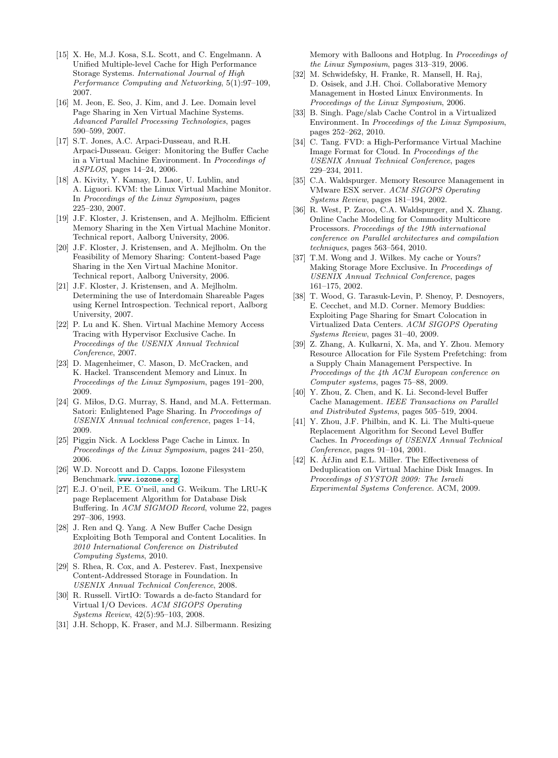[15] X. He, M.J. Kosa, S.L. Scott, and C. Engelmann. A Unified Multiple-level Cache for High Performance Storage Systems. *International Journal of High Performance Computing and Networking*, 5(1):97–109, 2007.

[16] M. Jeon, E. Seo, J. Kim, and J. Lee. Domain level Page Sharing in Xen Virtual Machine Systems. *Advanced Parallel Processing Technologies*, pages 590–599, 2007.

[17] S.T. Jones, A.C. Arpaci-Dusseau, and R.H. Arpaci-Dusseau. Geiger: Monitoring the Buffer Cache in a Virtual Machine Environment. In *Proceedings of ASPLOS*, pages 14–24, 2006.

[18] A. Kivity, Y. Kamay, D. Laor, U. Lublin, and A. Liguori. KVM: the Linux Virtual Machine Monitor. In *Proceedings of the Linux Symposium*, pages 225–230, 2007.

[19] J.F. Kloster, J. Kristensen, and A. Mejlholm. Efficient Memory Sharing in the Xen Virtual Machine Monitor. Technical report, Aalborg University, 2006.

[20] J.F. Kloster, J. Kristensen, and A. Mejlholm. On the Feasibility of Memory Sharing: Content-based Page Sharing in the Xen Virtual Machine Monitor. Technical report, Aalborg University, 2006.

[21] J.F. Kloster, J. Kristensen, and A. Mejlholm. Determining the use of Interdomain Shareable Pages using Kernel Introspection. Technical report, Aalborg University, 2007.

[22] P. Lu and K. Shen. Virtual Machine Memory Access Tracing with Hypervisor Exclusive Cache. In *Proceedings of the USENIX Annual Technical Conference*, 2007.

[23] D. Magenheimer, C. Mason, D. McCracken, and K. Hackel. Transcendent Memory and Linux. In *Proceedings of the Linux Symposium*, pages 191–200, 2009.

[24] G. Miłos, D.G. Murray, S. Hand, and M.A. Fetterman. Satori: Enlightened Page Sharing. In *Proceedings of USENIX Annual technical conference*, pages 1–14, 2009.

[25] Piggin Nick. A Lockless Page Cache in Linux. In *Proceedings of the Linux Symposium*, pages 241–250, 2006.

[26] W.D. Norcott and D. Capps. Iozone Filesystem Benchmark. www.iozone.org.

[27] E.J. O'neil, P.E. O'neil, and G. Weikum. The LRU-K page Replacement Algorithm for Database Disk Buffering. In *ACM SIGMOD Record*, volume 22, pages 297–306, 1993.

[28] J. Ren and Q. Yang. A New Buffer Cache Design Exploiting Both Temporal and Content Localities. In *2010 International Conference on Distributed Computing Systems*, 2010.

[29] S. Rhea, R. Cox, and A. Pesterev. Fast, Inexpensive Content-Addressed Storage in Foundation. In *USENIX Annual Technical Conference*, 2008.

[30] R. Russell. VirtIO: Towards a de-facto Standard for Virtual I/O Devices. *ACM SIGOPS Operating Systems Review*, 42(5):95–103, 2008.

[31] J.H. Schopp, K. Fraser, and M.J. Silbermann. Resizing Memory with Balloons and Hotplug. In *Proceedings of the Linux Symposium*, pages 313–319, 2006.

[32] M. Schwidefsky, H. Franke, R. Mansell, H. Raj, D. Osisek, and J.H. Choi. Collaborative Memory Management in Hosted Linux Environments. In *Proceedings of the Linux Symposium*, 2006.

[33] B. Singh. Page/slab Cache Control in a Virtualized Environment. In *Proceedings of the Linux Symposium*, pages 252–262, 2010.

[34] C. Tang. FVD: a High-Performance Virtual Machine Image Format for Cloud. In *Proceedings of the USENIX Annual Technical Conference*, pages 229–234, 2011.

[35] C.A. Waldspurger. Memory Resource Management in VMware ESX server. *ACM SIGOPS Operating Systems Review*, pages 181–194, 2002.

[36] R. West, P. Zaroo, C.A. Waldspurger, and X. Zhang. Online Cache Modeling for Commodity Multicore Processors. *Proceedings of the 19th international conference on Parallel architectures and compilation techniques*, pages 563–564, 2010.

[37] T.M. Wong and J. Wilkes. My cache or Yours? Making Storage More Exclusive. In *Proceedings of USENIX Annual Technical Conference*, pages 161–175, 2002.

[38] T. Wood, G. Tarasuk-Levin, P. Shenoy, P. Desnoyers, E. Cecchet, and M.D. Corner. Memory Buddies: Exploiting Page Sharing for Smart Colocation in Virtualized Data Centers. *ACM SIGOPS Operating Systems Review*, pages 31–40, 2009.

[39] Z. Zhang, A. Kulkarni, X. Ma, and Y. Zhou. Memory Resource Allocation for File System Prefetching: from a Supply Chain Management Perspective. In *Proceedings of the 4th ACM European conference on Computer systems*, pages 75–88, 2009.

[40] Y. Zhou, Z. Chen, and K. Li. Second-level Buffer Cache Management. *IEEE Transactions on Parallel and Distributed Systems*, pages 505–519, 2004.

[41] Y. Zhou, J.F. Philbin, and K. Li. The Multi-queue Replacement Algorithm for Second Level Buffer Caches. In *Proceedings of USENIX Annual Technical Conference*, pages 91–104, 2001.

[42] K. ÂŕJin and E.L. Miller. The Effectiveness of Deduplication on Virtual Machine Disk Images. In *Proceedings of SYSTOR 2009: The Israeli Experimental Systems Conference*. ACM, 2009.